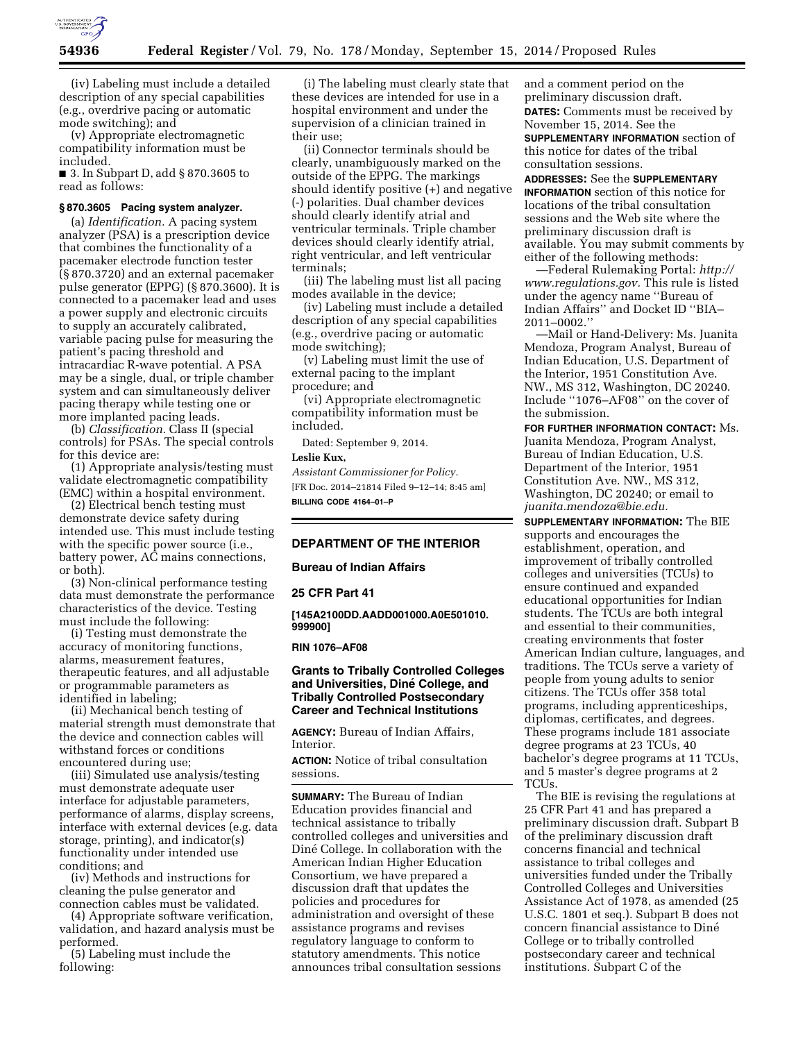(iv) Labeling must include a detailed description of any special capabilities (e.g., overdrive pacing or automatic mode switching); and

(v) Appropriate electromagnetic compatibility information must be included.

■ 3. In Subpart D, add § 870.3605 to read as follows:

### § 870.3605 Pacing system analyzer.

(a) *Identification.* A pacing system analyzer (PSA) is a prescription device that combines the functionality of a pacemaker electrode function tester (§ 870.3720) and an external pacemaker pulse generator (EPPG) (§ 870.3600). It is connected to a pacemaker lead and uses a power supply and electronic circuits to supply an accurately calibrated, variable pacing pulse for measuring the patient's pacing threshold and intracardiac R-wave potential. A PSA may be a single, dual, or triple chamber system and can simultaneously deliver pacing therapy while testing one or more implanted pacing leads.

(b) *Classification.* Class II (special controls) for PSAs. The special controls for this device are:

(1) Appropriate analysis/testing must validate electromagnetic compatibility (EMC) within a hospital environment.

(2) Electrical bench testing must demonstrate device safety during intended use. This must include testing with the specific power source (i.e., battery power, AC mains connections, or both).

(3) Non-clinical performance testing data must demonstrate the performance characteristics of the device. Testing must include the following:

(i) Testing must demonstrate the accuracy of monitoring functions, alarms, measurement features, therapeutic features, and all adjustable or programmable parameters as identified in labeling;

(ii) Mechanical bench testing of material strength must demonstrate that the device and connection cables will withstand forces or conditions encountered during use;

(iii) Simulated use analysis/testing must demonstrate adequate user interface for adjustable parameters, performance of alarms, display screens, interface with external devices (e.g. data storage, printing), and indicator(s) functionality under intended use conditions; and

(iv) Methods and instructions for cleaning the pulse generator and connection cables must be validated.

(4) Appropriate software verification, validation, and hazard analysis must be performed.

(5) Labeling must include the following:

(i) The labeling must clearly state that these devices are intended for use in a hospital environment and under the supervision of a clinician trained in their use;

(ii) Connector terminals should be clearly, unambiguously marked on the outside of the EPPG. The markings should identify positive (+) and negative (-) polarities. Dual chamber devices should clearly identify atrial and ventricular terminals. Triple chamber devices should clearly identify atrial, right ventricular, and left ventricular terminals;

(iii) The labeling must list all pacing modes available in the device;

(iv) Labeling must include a detailed description of any special capabilities (e.g., overdrive pacing or automatic mode switching);

(v) Labeling must limit the use of external pacing to the implant procedure; and

(vi) Appropriate electromagnetic compatibility information must be included.

Dated: September 9, 2014.

**Leslie Kux,**

*Assistant Commissioner for Policy.*

[FR Doc. 2014–21814 Filed 9–12–14; 8:45 am]

**BILLING CODE 4164–01–P**

## DEPARTMENT OF THE INTERIOR

### Bureau of Indian Affairs

### 25 CFR Part 41

**[145A2100DD.AADD001000.A0E501010.999900]**

**RIN 1076–AF08**

## Grants to Tribally Controlled Colleges and Universities, Diné College, and Tribally Controlled Postsecondary Career and Technical Institutions

**AGENCY:** Bureau of Indian Affairs, Interior.

**ACTION:** Notice of tribal consultation sessions.

**SUMMARY:** The Bureau of Indian Education provides financial and technical assistance to tribally controlled colleges and universities and Diné College. In collaboration with the American Indian Higher Education Consortium, we have prepared a discussion draft that updates the policies and procedures for administration and oversight of these assistance programs and revises regulatory language to conform to statutory amendments. This notice announces tribal consultation sessions and a comment period on the preliminary discussion draft.

**DATES:** Comments must be received by November 15, 2014. See the **SUPPLEMENTARY INFORMATION** section of this notice for dates of the tribal consultation sessions.

**ADDRESSES:** See the **SUPPLEMENTARY INFORMATION** section of this notice for locations of the tribal consultation sessions and the Web site where the preliminary discussion draft is available. You may submit comments by either of the following methods:

—Federal Rulemaking Portal: *http://www.regulations.gov.* This rule is listed under the agency name ''Bureau of Indian Affairs'' and Docket ID ''BIA–2011–0002.''

—Mail or Hand-Delivery: Ms. Juanita Mendoza, Program Analyst, Bureau of Indian Education, U.S. Department of the Interior, 1951 Constitution Ave. NW., MS 312, Washington, DC 20240. Include ''1076–AF08'' on the cover of the submission.

**FOR FURTHER INFORMATION CONTACT:** Ms. Juanita Mendoza, Program Analyst, Bureau of Indian Education, U.S. Department of the Interior, 1951 Constitution Ave. NW., MS 312, Washington, DC 20240; or email to *juanita.mendoza@bie.edu.*

**SUPPLEMENTARY INFORMATION:** The BIE supports and encourages the establishment, operation, and improvement of tribally controlled colleges and universities (TCUs) to ensure continued and expanded educational opportunities for Indian students. The TCUs are both integral and essential to their communities, creating environments that foster American Indian culture, languages, and traditions. The TCUs serve a variety of people from young adults to senior citizens. The TCUs offer 358 total programs, including apprenticeships, diplomas, certificates, and degrees. These programs include 181 associate degree programs at 23 TCUs, 40 bachelor's degree programs at 11 TCUs, and 5 master's degree programs at 2 TCUs.

The BIE is revising the regulations at 25 CFR Part 41 and has prepared a preliminary discussion draft. Subpart B of the preliminary discussion draft concerns financial and technical assistance to tribal colleges and universities funded under the Tribally Controlled Colleges and Universities Assistance Act of 1978, as amended (25 U.S.C. 1801 et seq.). Subpart B does not concern financial assistance to Diné College or to tribally controlled postsecondary career and technical institutions. Subpart C of the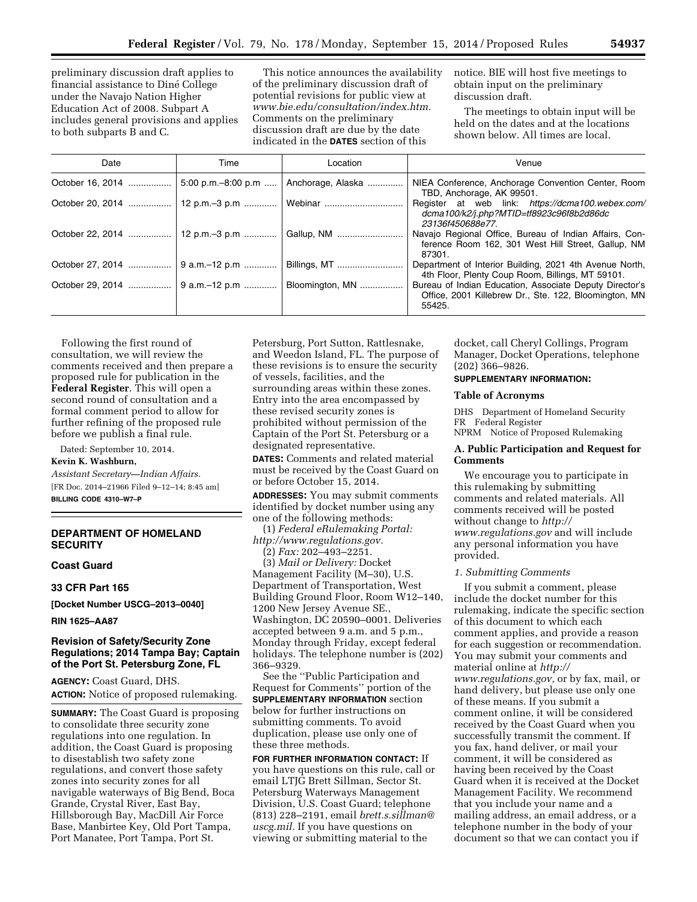preliminary discussion draft applies to financial assistance to Diné College under the Navajo Nation Higher Education Act of 2008. Subpart A includes general provisions and applies to both subparts B and C.

This notice announces the availability of the preliminary discussion draft of potential revisions for public view at *www.bie.edu/consultation/index.htm.* Comments on the preliminary discussion draft are due by the date indicated in the **DATES** section of this notice. BIE will host five meetings to obtain input on the preliminary discussion draft.

The meetings to obtain input will be held on the dates and at the locations shown below. All times are local.

| Date | Time | Location | Venue |
|---|---|---|---|
| October 16, 2014 | 5:00 p.m.–8:00 p.m | Anchorage, Alaska | NIEA Conference, Anchorage Convention Center, Room TBD, Anchorage, AK 99501. |
| October 20, 2014 | 12 p.m.–3 p.m | Webinar | Register at web link: *https://dcma100.webex.com/dcma100/k2/j.php?MTID=tf8923c96f8b2d86dc23136f450688e77.* |
| October 22, 2014 | 12 p.m.–3 p.m | Gallup, NM | Navajo Regional Office, Bureau of Indian Affairs, Conference Room 162, 301 West Hill Street, Gallup, NM 87301. |
| October 27, 2014 | 9 a.m.–12 p.m | Billings, MT | Department of Interior Building, 2021 4th Avenue North, 4th Floor, Plenty Coup Room, Billings, MT 59101. |
| October 29, 2014 | 9 a.m.–12 p.m | Bloomington, MN | Bureau of Indian Education, Associate Deputy Director's Office, 2001 Killebrew Dr., Ste. 122, Bloomington, MN 55425. |

Following the first round of consultation, we will review the comments received and then prepare a proposed rule for publication in the **Federal Register**. This will open a second round of consultation and a formal comment period to allow for further refining of the proposed rule before we publish a final rule.

Dated: September 10, 2014.

**Kevin K. Washburn,**

*Assistant Secretary—Indian Affairs.*

[FR Doc. 2014–21966 Filed 9–12–14; 8:45 am]

**BILLING CODE 4310–W7–P**

---

## DEPARTMENT OF HOMELAND SECURITY

### Coast Guard

### 33 CFR Part 165

**[Docket Number USCG–2013–0040]**

**RIN 1625–AA87**

## Revision of Safety/Security Zone Regulations; 2014 Tampa Bay; Captain of the Port St. Petersburg Zone, FL

**AGENCY:** Coast Guard, DHS.

**ACTION:** Notice of proposed rulemaking.

**SUMMARY:** The Coast Guard is proposing to consolidate three security zone regulations into one regulation. In addition, the Coast Guard is proposing to disestablish two safety zone regulations, and convert those safety zones into security zones for all navigable waterways of Big Bend, Boca Grande, Crystal River, East Bay, Hillsborough Bay, MacDill Air Force Base, Manbirtee Key, Old Port Tampa, Port Manatee, Port Tampa, Port St. Petersburg, Port Sutton, Rattlesnake, and Weedon Island, FL. The purpose of these revisions is to ensure the security of vessels, facilities, and the surrounding areas within these zones. Entry into the area encompassed by these revised security zones is prohibited without permission of the Captain of the Port St. Petersburg or a designated representative.

**DATES:** Comments and related material must be received by the Coast Guard on or before October 15, 2014.

**ADDRESSES:** You may submit comments identified by docket number using any one of the following methods:

(1) *Federal eRulemaking Portal: http://www.regulations.gov.*

(2) *Fax:* 202–493–2251.

(3) *Mail or Delivery:* Docket Management Facility (M–30), U.S. Department of Transportation, West Building Ground Floor, Room W12–140, 1200 New Jersey Avenue SE., Washington, DC 20590–0001. Deliveries accepted between 9 a.m. and 5 p.m., Monday through Friday, except federal holidays. The telephone number is (202) 366–9329.

See the ''Public Participation and Request for Comments'' portion of the **SUPPLEMENTARY INFORMATION** section below for further instructions on submitting comments. To avoid duplication, please use only one of these three methods.

**FOR FURTHER INFORMATION CONTACT:** If you have questions on this rule, call or email LTJG Brett Sillman, Sector St. Petersburg Waterways Management Division, U.S. Coast Guard; telephone (813) 228–2191, email *brett.s.sillman@uscg.mil.* If you have questions on viewing or submitting material to the docket, call Cheryl Collings, Program Manager, Docket Operations, telephone (202) 366–9826.

**SUPPLEMENTARY INFORMATION:**

### Table of Acronyms

DHS Department of Homeland Security
FR Federal Register
NPRM Notice of Proposed Rulemaking

### A. Public Participation and Request for Comments

We encourage you to participate in this rulemaking by submitting comments and related materials. All comments received will be posted without change to *http://www.regulations.gov* and will include any personal information you have provided.

#### *1. Submitting Comments*

If you submit a comment, please include the docket number for this rulemaking, indicate the specific section of this document to which each comment applies, and provide a reason for each suggestion or recommendation. You may submit your comments and material online at *http://www.regulations.gov,* or by fax, mail, or hand delivery, but please use only one of these means. If you submit a comment online, it will be considered received by the Coast Guard when you successfully transmit the comment. If you fax, hand deliver, or mail your comment, it will be considered as having been received by the Coast Guard when it is received at the Docket Management Facility. We recommend that you include your name and a mailing address, an email address, or a telephone number in the body of your document so that we can contact you if